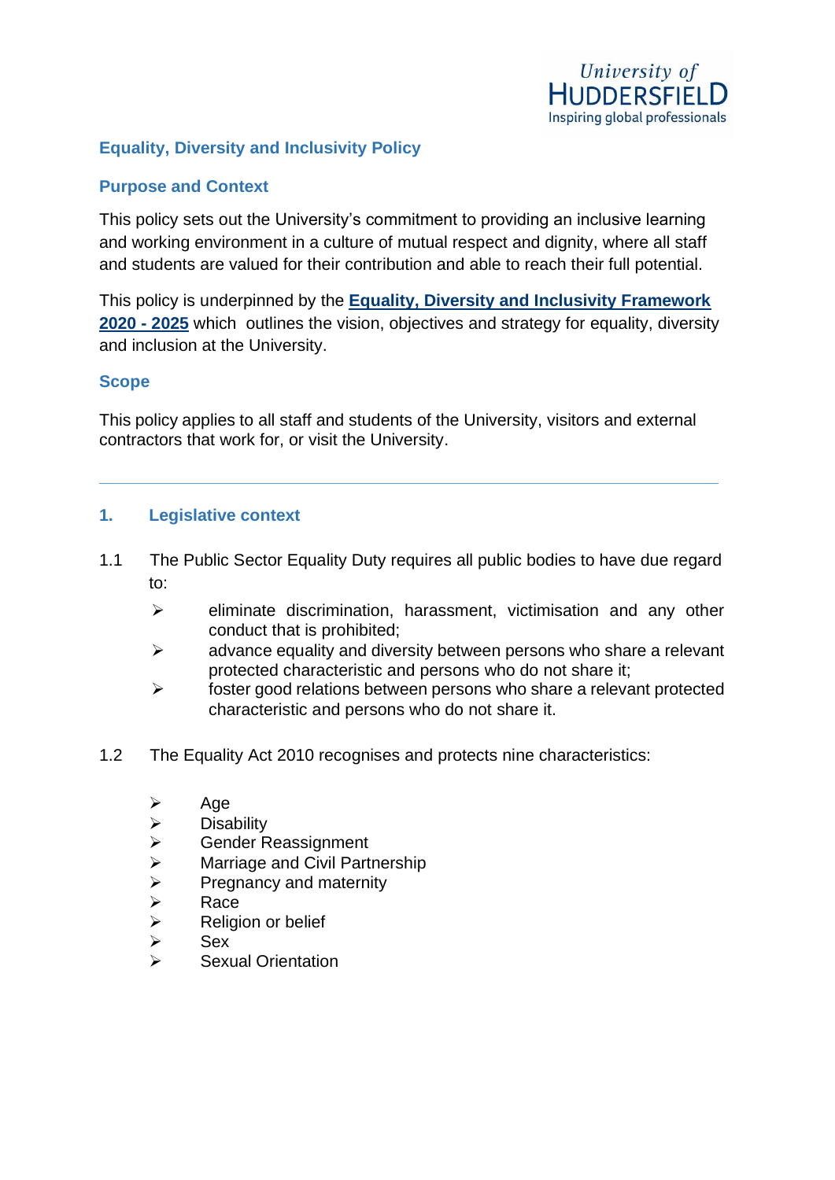University of HUDDERSFIELD
Inspiring global professionals

# Equality, Diversity and Inclusivity Policy

## Purpose and Context

This policy sets out the University's commitment to providing an inclusive learning and working environment in a culture of mutual respect and dignity, where all staff and students are valued for their contribution and able to reach their full potential.

This policy is underpinned by the **Equality, Diversity and Inclusivity Framework 2020 - 2025** which outlines the vision, objectives and strategy for equality, diversity and inclusion at the University.

## Scope

This policy applies to all staff and students of the University, visitors and external contractors that work for, or visit the University.

---

## 1. Legislative context

1.1 The Public Sector Equality Duty requires all public bodies to have due regard to:

- eliminate discrimination, harassment, victimisation and any other conduct that is prohibited;
- advance equality and diversity between persons who share a relevant protected characteristic and persons who do not share it;
- foster good relations between persons who share a relevant protected characteristic and persons who do not share it.

1.2 The Equality Act 2010 recognises and protects nine characteristics:

- Age
- Disability
- Gender Reassignment
- Marriage and Civil Partnership
- Pregnancy and maternity
- Race
- Religion or belief
- Sex
- Sexual Orientation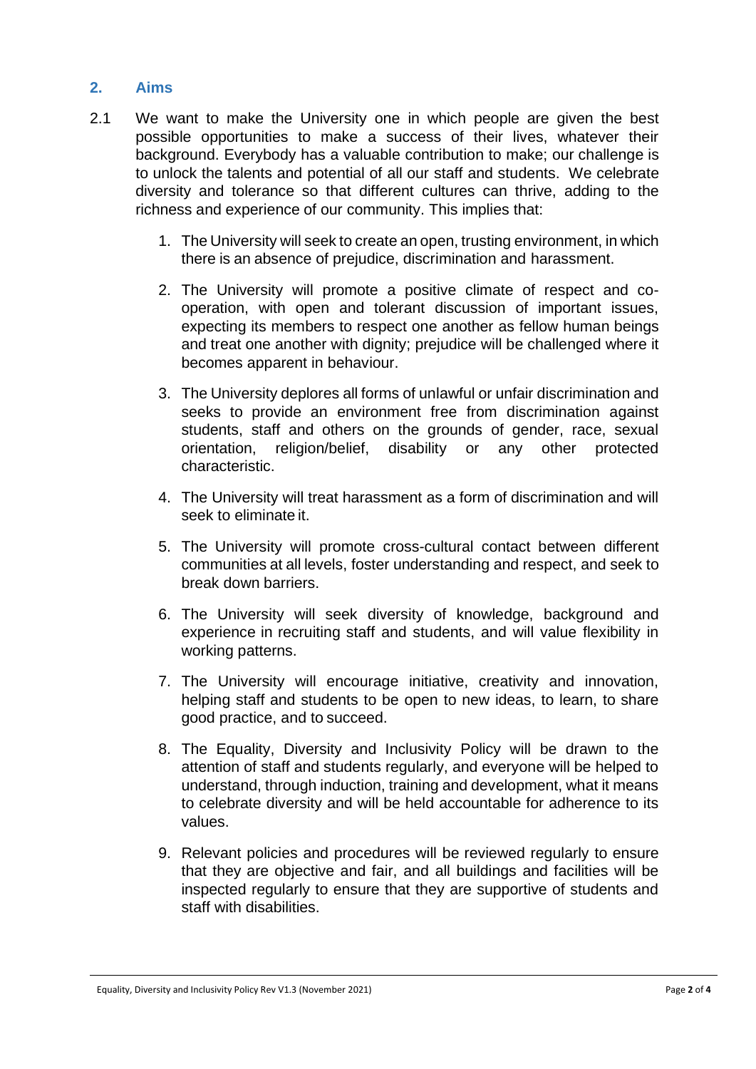## 2. Aims

2.1 We want to make the University one in which people are given the best possible opportunities to make a success of their lives, whatever their background. Everybody has a valuable contribution to make; our challenge is to unlock the talents and potential of all our staff and students. We celebrate diversity and tolerance so that different cultures can thrive, adding to the richness and experience of our community. This implies that:

1. The University will seek to create an open, trusting environment, in which there is an absence of prejudice, discrimination and harassment.
2. The University will promote a positive climate of respect and co-operation, with open and tolerant discussion of important issues, expecting its members to respect one another as fellow human beings and treat one another with dignity; prejudice will be challenged where it becomes apparent in behaviour.
3. The University deplores all forms of unlawful or unfair discrimination and seeks to provide an environment free from discrimination against students, staff and others on the grounds of gender, race, sexual orientation, religion/belief, disability or any other protected characteristic.
4. The University will treat harassment as a form of discrimination and will seek to eliminate it.
5. The University will promote cross-cultural contact between different communities at all levels, foster understanding and respect, and seek to break down barriers.
6. The University will seek diversity of knowledge, background and experience in recruiting staff and students, and will value flexibility in working patterns.
7. The University will encourage initiative, creativity and innovation, helping staff and students to be open to new ideas, to learn, to share good practice, and to succeed.
8. The Equality, Diversity and Inclusivity Policy will be drawn to the attention of staff and students regularly, and everyone will be helped to understand, through induction, training and development, what it means to celebrate diversity and will be held accountable for adherence to its values.
9. Relevant policies and procedures will be reviewed regularly to ensure that they are objective and fair, and all buildings and facilities will be inspected regularly to ensure that they are supportive of students and staff with disabilities.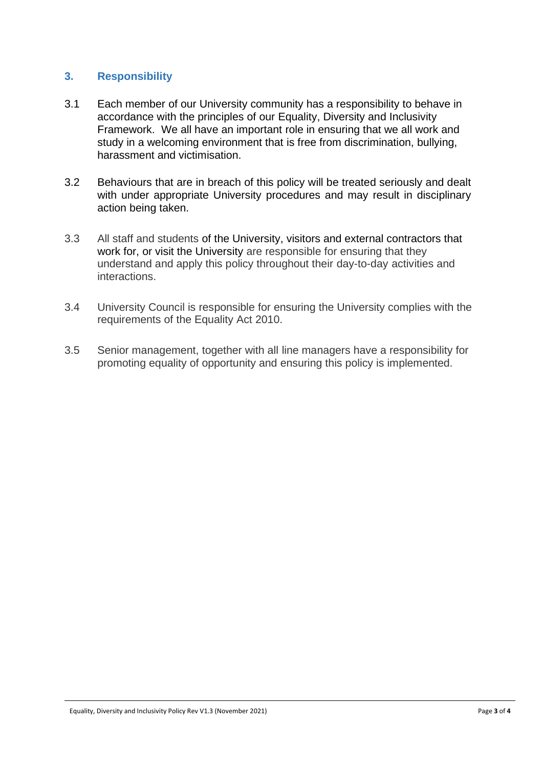## 3. Responsibility

3.1 Each member of our University community has a responsibility to behave in accordance with the principles of our Equality, Diversity and Inclusivity Framework. We all have an important role in ensuring that we all work and study in a welcoming environment that is free from discrimination, bullying, harassment and victimisation.

3.2 Behaviours that are in breach of this policy will be treated seriously and dealt with under appropriate University procedures and may result in disciplinary action being taken.

3.3 All staff and students of the University, visitors and external contractors that work for, or visit the University are responsible for ensuring that they understand and apply this policy throughout their day-to-day activities and interactions.

3.4 University Council is responsible for ensuring the University complies with the requirements of the Equality Act 2010.

3.5 Senior management, together with all line managers have a responsibility for promoting equality of opportunity and ensuring this policy is implemented.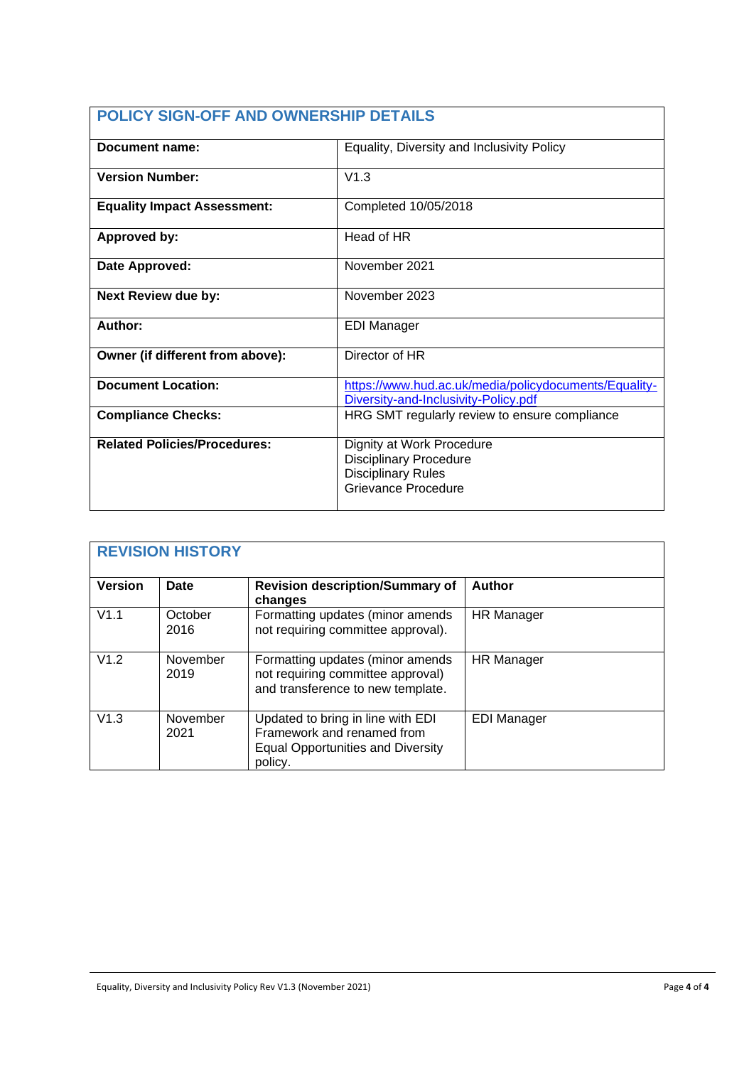## POLICY SIGN-OFF AND OWNERSHIP DETAILS

| | |
|---|---|
| **Document name:** | Equality, Diversity and Inclusivity Policy |
| **Version Number:** | V1.3 |
| **Equality Impact Assessment:** | Completed 10/05/2018 |
| **Approved by:** | Head of HR |
| **Date Approved:** | November 2021 |
| **Next Review due by:** | November 2023 |
| **Author:** | EDI Manager |
| **Owner (if different from above):** | Director of HR |
| **Document Location:** | https://www.hud.ac.uk/media/policydocuments/Equality-Diversity-and-Inclusivity-Policy.pdf |
| **Compliance Checks:** | HRG SMT regularly review to ensure compliance |
| **Related Policies/Procedures:** | Dignity at Work Procedure<br>Disciplinary Procedure<br>Disciplinary Rules<br>Grievance Procedure |

## REVISION HISTORY

| Version | Date | Revision description/Summary of changes | Author |
|---|---|---|---|
| V1.1 | October 2016 | Formatting updates (minor amends not requiring committee approval). | HR Manager |
| V1.2 | November 2019 | Formatting updates (minor amends not requiring committee approval) and transference to new template. | HR Manager |
| V1.3 | November 2021 | Updated to bring in line with EDI Framework and renamed from Equal Opportunities and Diversity policy. | EDI Manager |